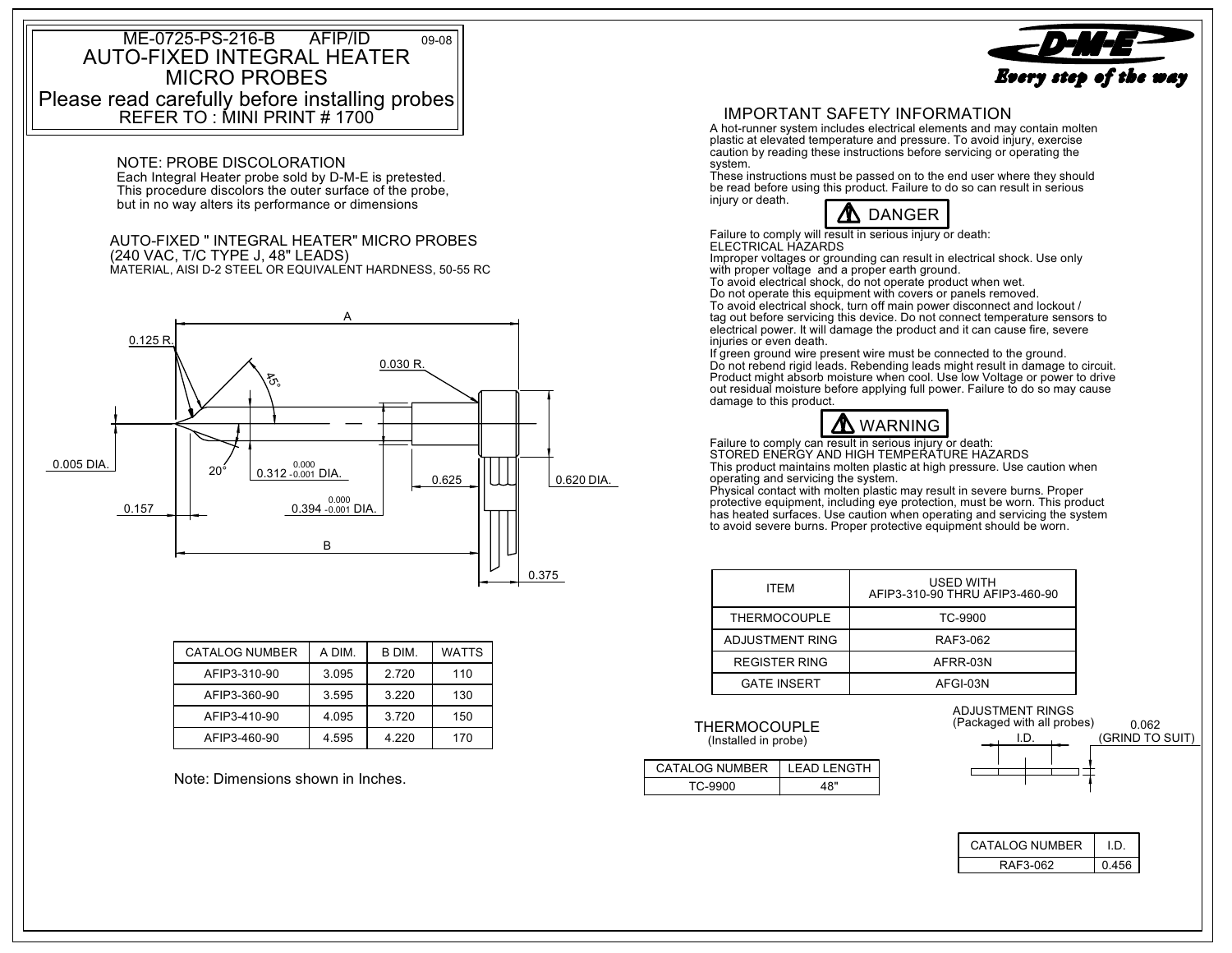# ME-0725-PS-216-B AFIP/ID 09-08

# AUTO-FIXED INTEGRAL HEATER MICRO PROBES

Please read carefully before installing probes

REFER TO : MINI PRINT # 1700

D-M-E *Every step of the way*

### NOTE: PROBE DISCOLORATION

Each Integral Heater probe sold by D-M-E is pretested. This procedure discolors the outer surface of the probe, but in no way alters its performance or dimensions

### AUTO-FIXED " INTEGRAL HEATER" MICRO PROBES

(240 VAC, T/C TYPE J, 48" LEADS)

MATERIAL, AISI D-2 STEEL OR EQUIVALENT HARDNESS, 50-55 RC

A

0.125 R.

0.030 R.

45°

0.005 DIA.

20°

$0.312^{\ 0.000}_{\ -0.001}$ DIA.

0.625

0.620 DIA.

0.157

$0.394^{\ 0.000}_{\ -0.001}$ DIA.

B

0.375

| CATALOG NUMBER | A DIM. | B DIM. | WATTS |
|---|---|---|---|
| AFIP3-310-90 | 3.095 | 2.720 | 110 |
| AFIP3-360-90 | 3.595 | 3.220 | 130 |
| AFIP3-410-90 | 4.095 | 3.720 | 150 |
| AFIP3-460-90 | 4.595 | 4.220 | 170 |

Note: Dimensions shown in Inches.

## IMPORTANT SAFETY INFORMATION

A hot-runner system includes electrical elements and may contain molten plastic at elevated temperature and pressure. To avoid injury, exercise caution by reading these instructions before servicing or operating the system.

These instructions must be passed on to the end user where they should be read before using this product. Failure to do so can result in serious injury or death.

### ⚠ DANGER

Failure to comply will result in serious injury or death:

ELECTRICAL HAZARDS

Improper voltages or grounding can result in electrical shock. Use only with proper voltage and a proper earth ground.

To avoid electrical shock, do not operate product when wet.

Do not operate this equipment with covers or panels removed.

To avoid electrical shock, turn off main power disconnect and lockout / tag out before servicing this device. Do not connect temperature sensors to electrical power. It will damage the product and it can cause fire, severe injuries or even death.

If green ground wire present wire must be connected to the ground.

Do not rebend rigid leads. Rebending leads might result in damage to circuit.

Product might absorb moisture when cool. Use low Voltage or power to drive out residual moisture before applying full power. Failure to do so may cause damage to this product.

### ⚠ WARNING

Failure to comply can result in serious injury or death:

STORED ENERGY AND HIGH TEMPERATURE HAZARDS

This product maintains molten plastic at high pressure. Use caution when operating and servicing the system.

Physical contact with molten plastic may result in severe burns. Proper protective equipment, including eye protection, must be worn. This product has heated surfaces. Use caution when operating and servicing the system to avoid severe burns. Proper protective equipment should be worn.

| ITEM | USED WITH AFIP3-310-90 THRU AFIP3-460-90 |
|---|---|
| THERMOCOUPLE | TC-9900 |
| ADJUSTMENT RING | RAF3-062 |
| REGISTER RING | AFRR-03N |
| GATE INSERT | AFGI-03N |

THERMOCOUPLE

(Installed in probe)

| CATALOG NUMBER | LEAD LENGTH |
|---|---|
| TC-9900 | 48" |

ADJUSTMENT RINGS

(Packaged with all probes)

I.D.

0.062 (GRIND TO SUIT)

| CATALOG NUMBER | I.D. |
|---|---|
| RAF3-062 | 0.456 |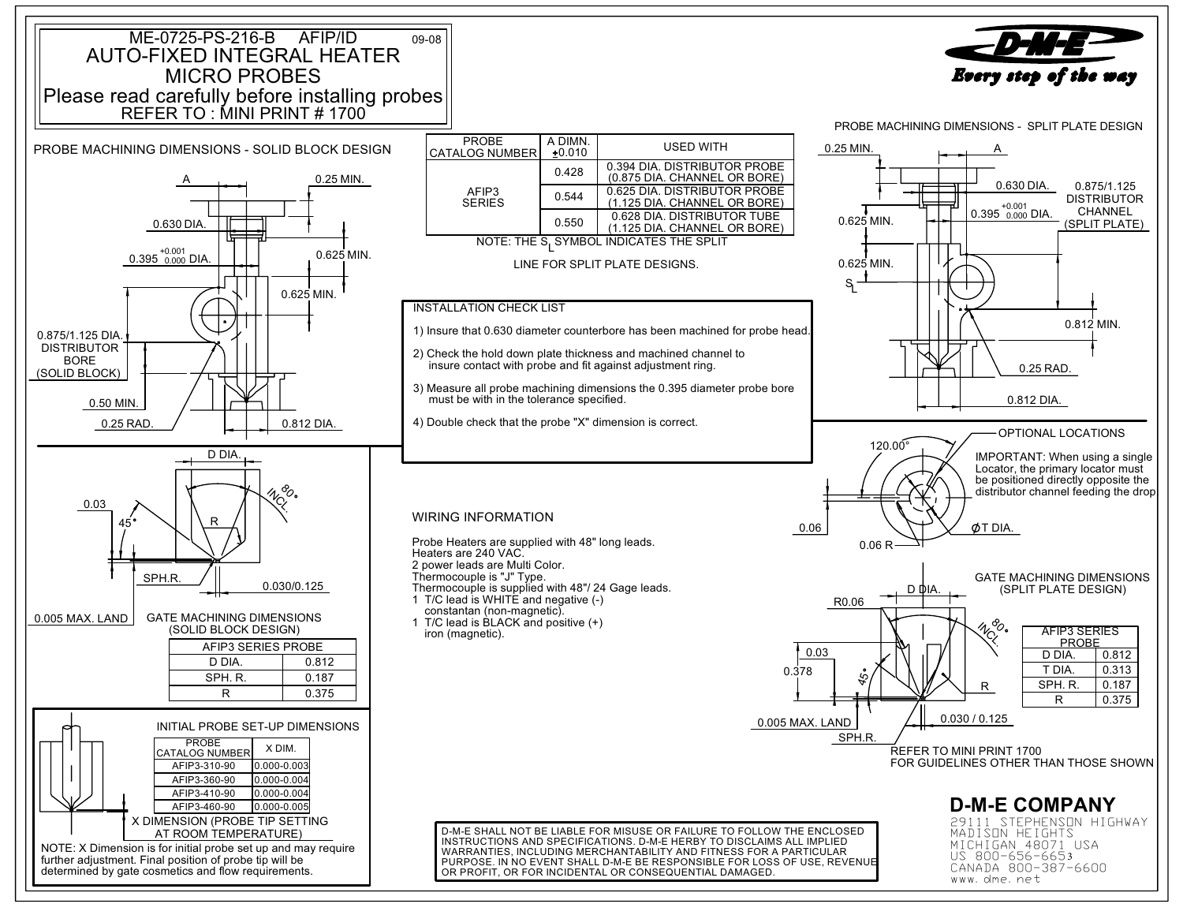# ME-0725-PS-216-B AFIP/ID

09-08

# AUTO-FIXED INTEGRAL HEATER MICRO PROBES

**Please read carefully before installing probes**

REFER TO : MINI PRINT # 1700

D-M-E — *Every step of the way*

## PROBE MACHINING DIMENSIONS - SOLID BLOCK DESIGN

A

0.25 MIN.

0.630 DIA.

$0.395\ ^{+0.001}_{\ 0.000}$ DIA.

0.625 MIN.

0.625 MIN.

0.875/1.125 DIA. DISTRIBUTOR BORE (SOLID BLOCK)

0.50 MIN.

0.25 RAD.

0.812 DIA.

| PROBE CATALOG NUMBER | A DIMN. ±0.010 | USED WITH |
|---|---|---|
| AFIP3 SERIES | 0.428 | 0.394 DIA. DISTRIBUTOR PROBE (0.875 DIA. CHANNEL OR BORE) |
| | 0.544 | 0.625 DIA. DISTRIBUTOR PROBE (1.125 DIA. CHANNEL OR BORE) |
| | 0.550 | 0.628 DIA. DISTRIBUTOR TUBE (1.125 DIA. CHANNEL OR BORE) |

NOTE: THE $S_L$ SYMBOL INDICATES THE SPLIT LINE FOR SPLIT PLATE DESIGNS.

## PROBE MACHINING DIMENSIONS - SPLIT PLATE DESIGN

0.25 MIN.

A

0.630 DIA.

$0.395\ ^{+0.001}_{\ 0.000}$ DIA.

0.875/1.125 DISTRIBUTOR CHANNEL (SPLIT PLATE)

0.625 MIN.

0.625 MIN.

$S_L$

0.812 MIN.

0.25 RAD.

0.812 DIA.

## INSTALLATION CHECK LIST

1) Insure that 0.630 diameter counterbore has been machined for probe head.

2) Check the hold down plate thickness and machined channel to insure contact with probe and fit against adjustment ring.

3) Measure all probe machining dimensions the 0.395 diameter probe bore must be with in the tolerance specified.

4) Double check that the probe "X" dimension is correct.

## GATE MACHINING DIMENSIONS (SOLID BLOCK DESIGN)

D DIA.

80° INCL.

0.03

45°

R

SPH.R.

0.030/0.125

0.005 MAX. LAND

| AFIP3 SERIES PROBE | |
|---|---|
| D DIA. | 0.812 |
| SPH. R. | 0.187 |
| R | 0.375 |

## WIRING INFORMATION

Probe Heaters are supplied with 48" long leads.
Heaters are 240 VAC.
2 power leads are Multi Color.
Thermocouple is "J" Type.
Thermocouple is supplied with 48"/ 24 Gage leads.

- 1 T/C lead is WHITE and negative (-) constantan (non-magnetic).
- 1 T/C lead is BLACK and positive (+) iron (magnetic).

## OPTIONAL LOCATIONS

120.00°

0.06

0.06 R

ØT DIA.

IMPORTANT: When using a single Locator, the primary locator must be positioned directly opposite the distributor channel feeding the drop

## GATE MACHINING DIMENSIONS (SPLIT PLATE DESIGN)

D DIA.

R0.06

80° INCL.

0.03

0.378

45°

R

0.005 MAX. LAND

0.030 / 0.125

SPH.R.

| AFIP3 SERIES PROBE | |
|---|---|
| D DIA. | 0.812 |
| T DIA. | 0.313 |
| SPH. R. | 0.187 |
| R | 0.375 |

REFER TO MINI PRINT 1700 FOR GUIDELINES OTHER THAN THOSE SHOWN

## INITIAL PROBE SET-UP DIMENSIONS

| PROBE CATALOG NUMBER | X DIM. |
|---|---|
| AFIP3-310-90 | 0.000-0.003 |
| AFIP3-360-90 | 0.000-0.004 |
| AFIP3-410-90 | 0.000-0.004 |
| AFIP3-460-90 | 0.000-0.005 |

X DIMENSION (PROBE TIP SETTING AT ROOM TEMPERATURE)

NOTE: X Dimension is for initial probe set up and may require further adjustment. Final position of probe tip will be determined by gate cosmetics and flow requirements.

D-M-E SHALL NOT BE LIABLE FOR MISUSE OR FAILURE TO FOLLOW THE ENCLOSED INSTRUCTIONS AND SPECIFICATIONS. D-M-E HERBY TO DISCLAIMS ALL IMPLIED WARRANTIES, INCLUDING MERCHANTABILITY AND FITNESS FOR A PARTICULAR PURPOSE. IN NO EVENT SHALL D-M-E BE RESPONSIBLE FOR LOSS OF USE, REVENUE OR PROFIT, OR FOR INCIDENTAL OR CONSEQUENTIAL DAMAGED.

**D-M-E COMPANY**

29111 STEPHENSON HIGHWAY
MADISON HEIGHTS
MICHIGAN 48071 USA
US 800-656-6653
CANADA 800-387-6600
www.dme.net